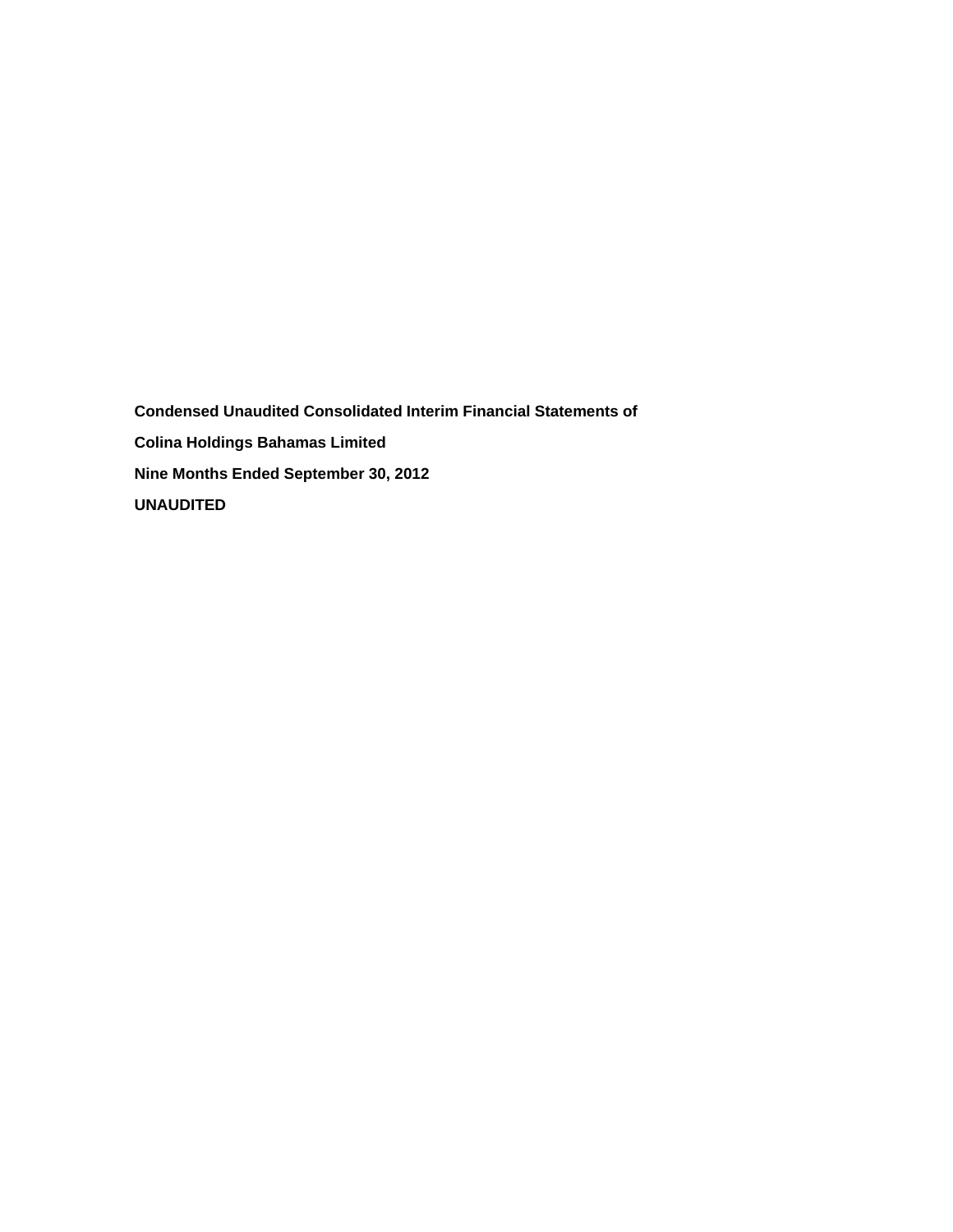**Condensed Unaudited Consolidated Interim Financial Statements of**

**Colina Holdings Bahamas Limited**

**Nine Months Ended September 30, 2012**

**UNAUDITED**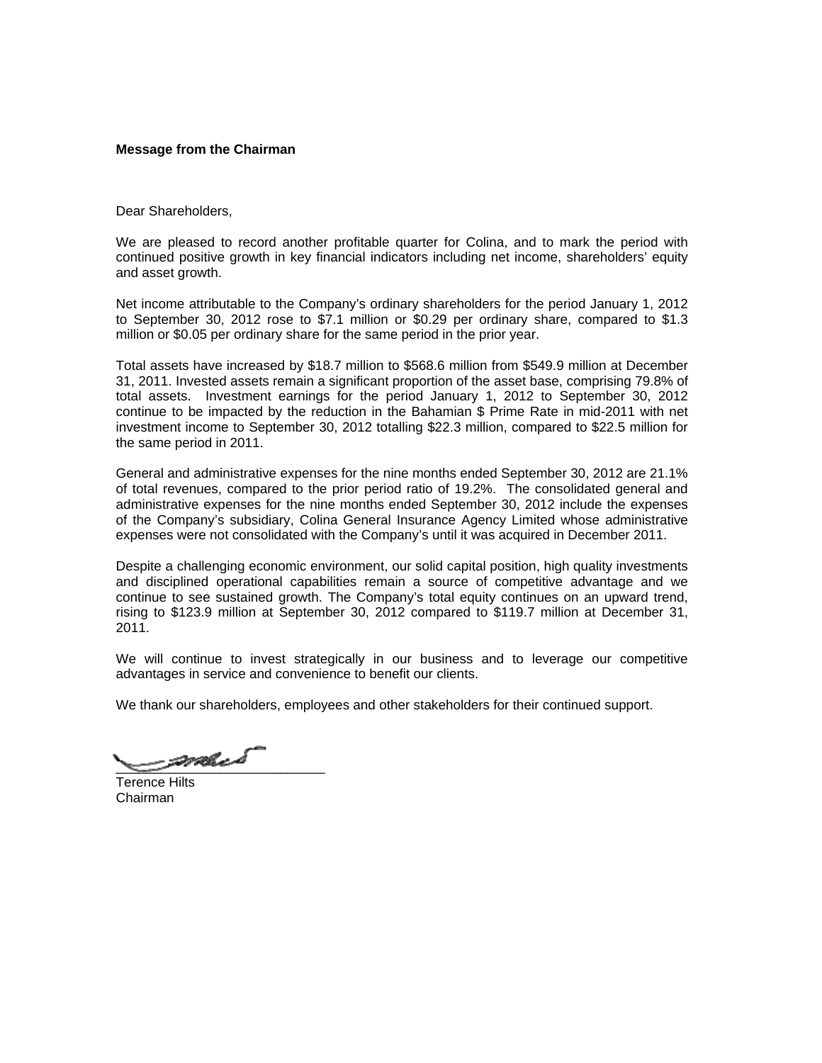**Message from the Chairman**

Dear Shareholders,

We are pleased to record another profitable quarter for Colina, and to mark the period with continued positive growth in key financial indicators including net income, shareholders' equity and asset growth.

Net income attributable to the Company's ordinary shareholders for the period January 1, 2012 to September 30, 2012 rose to $7.1 million or $0.29 per ordinary share, compared to $1.3 million or $0.05 per ordinary share for the same period in the prior year.

Total assets have increased by $18.7 million to $568.6 million from $549.9 million at December 31, 2011. Invested assets remain a significant proportion of the asset base, comprising 79.8% of total assets. Investment earnings for the period January 1, 2012 to September 30, 2012 continue to be impacted by the reduction in the Bahamian $ Prime Rate in mid-2011 with net investment income to September 30, 2012 totalling $22.3 million, compared to $22.5 million for the same period in 2011.

General and administrative expenses for the nine months ended September 30, 2012 are 21.1% of total revenues, compared to the prior period ratio of 19.2%. The consolidated general and administrative expenses for the nine months ended September 30, 2012 include the expenses of the Company's subsidiary, Colina General Insurance Agency Limited whose administrative expenses were not consolidated with the Company's until it was acquired in December 2011.

Despite a challenging economic environment, our solid capital position, high quality investments and disciplined operational capabilities remain a source of competitive advantage and we continue to see sustained growth. The Company's total equity continues on an upward trend, rising to $123.9 million at September 30, 2012 compared to $119.7 million at December 31, 2011.

We will continue to invest strategically in our business and to leverage our competitive advantages in service and convenience to benefit our clients.

We thank our shareholders, employees and other stakeholders for their continued support.

Terence Hilts
Chairman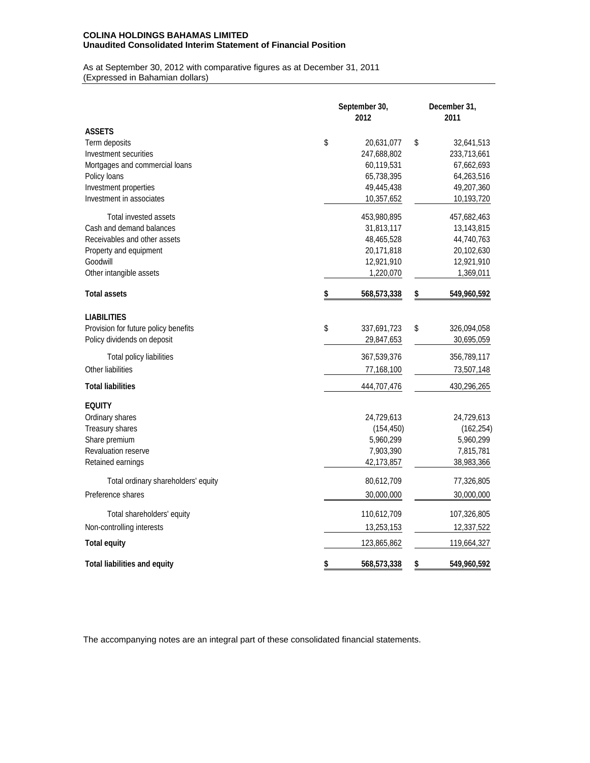**COLINA HOLDINGS BAHAMAS LIMITED**
**Unaudited Consolidated Interim Statement of Financial Position**

As at September 30, 2012 with comparative figures as at December 31, 2011
(Expressed in Bahamian dollars)

| | September 30, 2012 | December 31, 2011 |
|---|---|---|
| **ASSETS** | | |
| Term deposits | $ 20,631,077 | $ 32,641,513 |
| Investment securities | 247,688,802 | 233,713,661 |
| Mortgages and commercial loans | 60,119,531 | 67,662,693 |
| Policy loans | 65,738,395 | 64,263,516 |
| Investment properties | 49,445,438 | 49,207,360 |
| Investment in associates | 10,357,652 | 10,193,720 |
| Total invested assets | 453,980,895 | 457,682,463 |
| Cash and demand balances | 31,813,117 | 13,143,815 |
| Receivables and other assets | 48,465,528 | 44,740,763 |
| Property and equipment | 20,171,818 | 20,102,630 |
| Goodwill | 12,921,910 | 12,921,910 |
| Other intangible assets | 1,220,070 | 1,369,011 |
| **Total assets** | **$ 568,573,338** | **$ 549,960,592** |
| **LIABILITIES** | | |
| Provision for future policy benefits | $ 337,691,723 | $ 326,094,058 |
| Policy dividends on deposit | 29,847,653 | 30,695,059 |
| Total policy liabilities | 367,539,376 | 356,789,117 |
| Other liabilities | 77,168,100 | 73,507,148 |
| **Total liabilities** | 444,707,476 | 430,296,265 |
| **EQUITY** | | |
| Ordinary shares | 24,729,613 | 24,729,613 |
| Treasury shares | (154,450) | (162,254) |
| Share premium | 5,960,299 | 5,960,299 |
| Revaluation reserve | 7,903,390 | 7,815,781 |
| Retained earnings | 42,173,857 | 38,983,366 |
| Total ordinary shareholders' equity | 80,612,709 | 77,326,805 |
| Preference shares | 30,000,000 | 30,000,000 |
| Total shareholders' equity | 110,612,709 | 107,326,805 |
| Non-controlling interests | 13,253,153 | 12,337,522 |
| **Total equity** | 123,865,862 | 119,664,327 |
| **Total liabilities and equity** | **$ 568,573,338** | **$ 549,960,592** |

The accompanying notes are an integral part of these consolidated financial statements.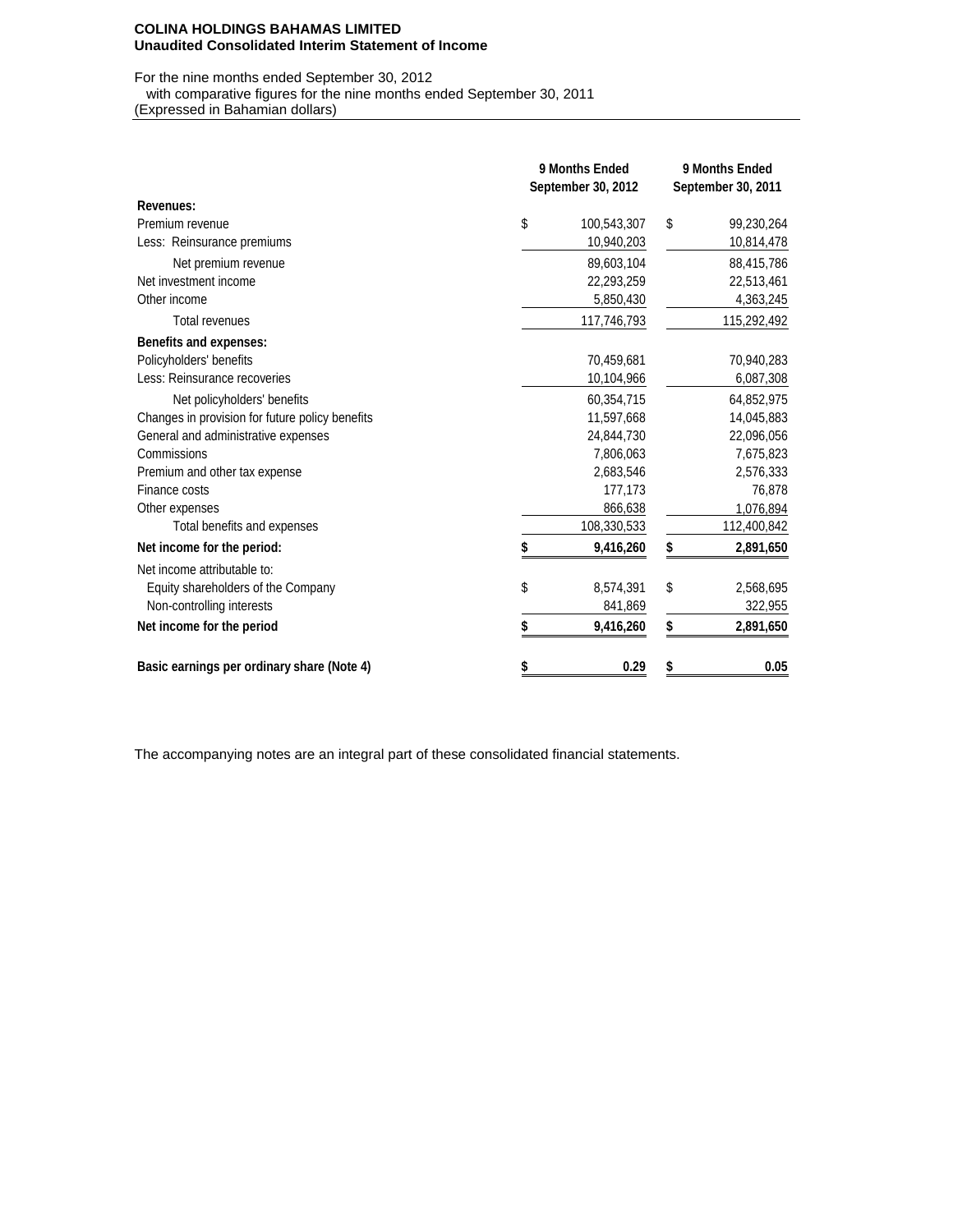**COLINA HOLDINGS BAHAMAS LIMITED**
**Unaudited Consolidated Interim Statement of Income**

For the nine months ended September 30, 2012
with comparative figures for the nine months ended September 30, 2011
(Expressed in Bahamian dollars)

| | 9 Months Ended September 30, 2012 | 9 Months Ended September 30, 2011 |
|---|---|---|
| **Revenues:** | | |
| Premium revenue | $ 100,543,307 | $ 99,230,264 |
| Less: Reinsurance premiums | 10,940,203 | 10,814,478 |
| Net premium revenue | 89,603,104 | 88,415,786 |
| Net investment income | 22,293,259 | 22,513,461 |
| Other income | 5,850,430 | 4,363,245 |
| Total revenues | 117,746,793 | 115,292,492 |
| **Benefits and expenses:** | | |
| Policyholders' benefits | 70,459,681 | 70,940,283 |
| Less: Reinsurance recoveries | 10,104,966 | 6,087,308 |
| Net policyholders' benefits | 60,354,715 | 64,852,975 |
| Changes in provision for future policy benefits | 11,597,668 | 14,045,883 |
| General and administrative expenses | 24,844,730 | 22,096,056 |
| Commissions | 7,806,063 | 7,675,823 |
| Premium and other tax expense | 2,683,546 | 2,576,333 |
| Finance costs | 177,173 | 76,878 |
| Other expenses | 866,638 | 1,076,894 |
| Total benefits and expenses | 108,330,533 | 112,400,842 |
| **Net income for the period:** | **$ 9,416,260** | **$ 2,891,650** |
| Net income attributable to: | | |
| Equity shareholders of the Company | $ 8,574,391 | $ 2,568,695 |
| Non-controlling interests | 841,869 | 322,955 |
| **Net income for the period** | **$ 9,416,260** | **$ 2,891,650** |
| **Basic earnings per ordinary share (Note 4)** | **$ 0.29** | **$ 0.05** |

The accompanying notes are an integral part of these consolidated financial statements.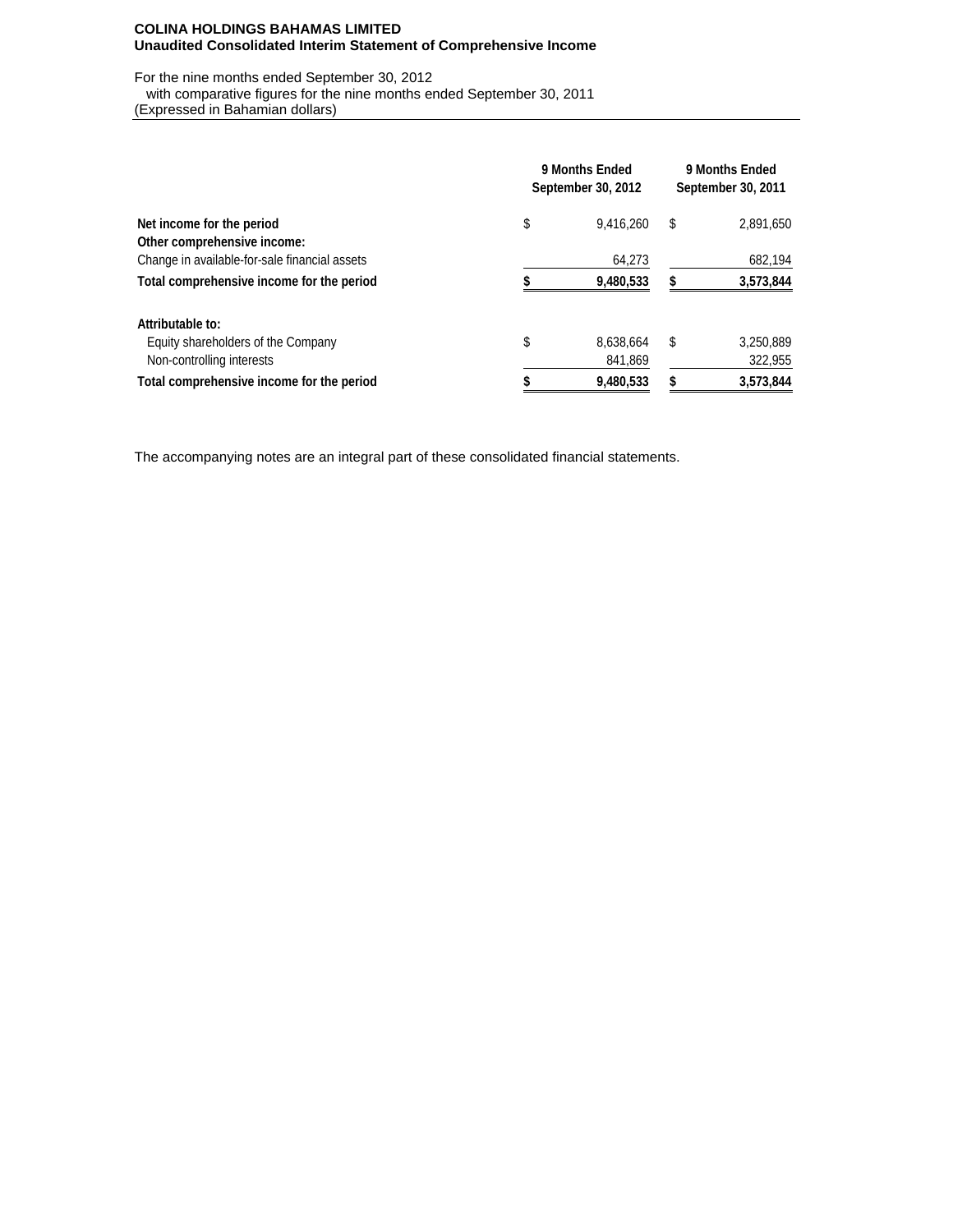**COLINA HOLDINGS BAHAMAS LIMITED**
**Unaudited Consolidated Interim Statement of Comprehensive Income**

For the nine months ended September 30, 2012
with comparative figures for the nine months ended September 30, 2011
(Expressed in Bahamian dollars)

| | 9 Months Ended September 30, 2012 | 9 Months Ended September 30, 2011 |
|---|---|---|
| **Net income for the period** | $ 9,416,260 | $ 2,891,650 |
| **Other comprehensive income:** | | |
| Change in available-for-sale financial assets | 64,273 | 682,194 |
| **Total comprehensive income for the period** | **$ 9,480,533** | **$ 3,573,844** |
| | | |
| **Attributable to:** | | |
| Equity shareholders of the Company | $ 8,638,664 | $ 3,250,889 |
| Non-controlling interests | 841,869 | 322,955 |
| **Total comprehensive income for the period** | **$ 9,480,533** | **$ 3,573,844** |

The accompanying notes are an integral part of these consolidated financial statements.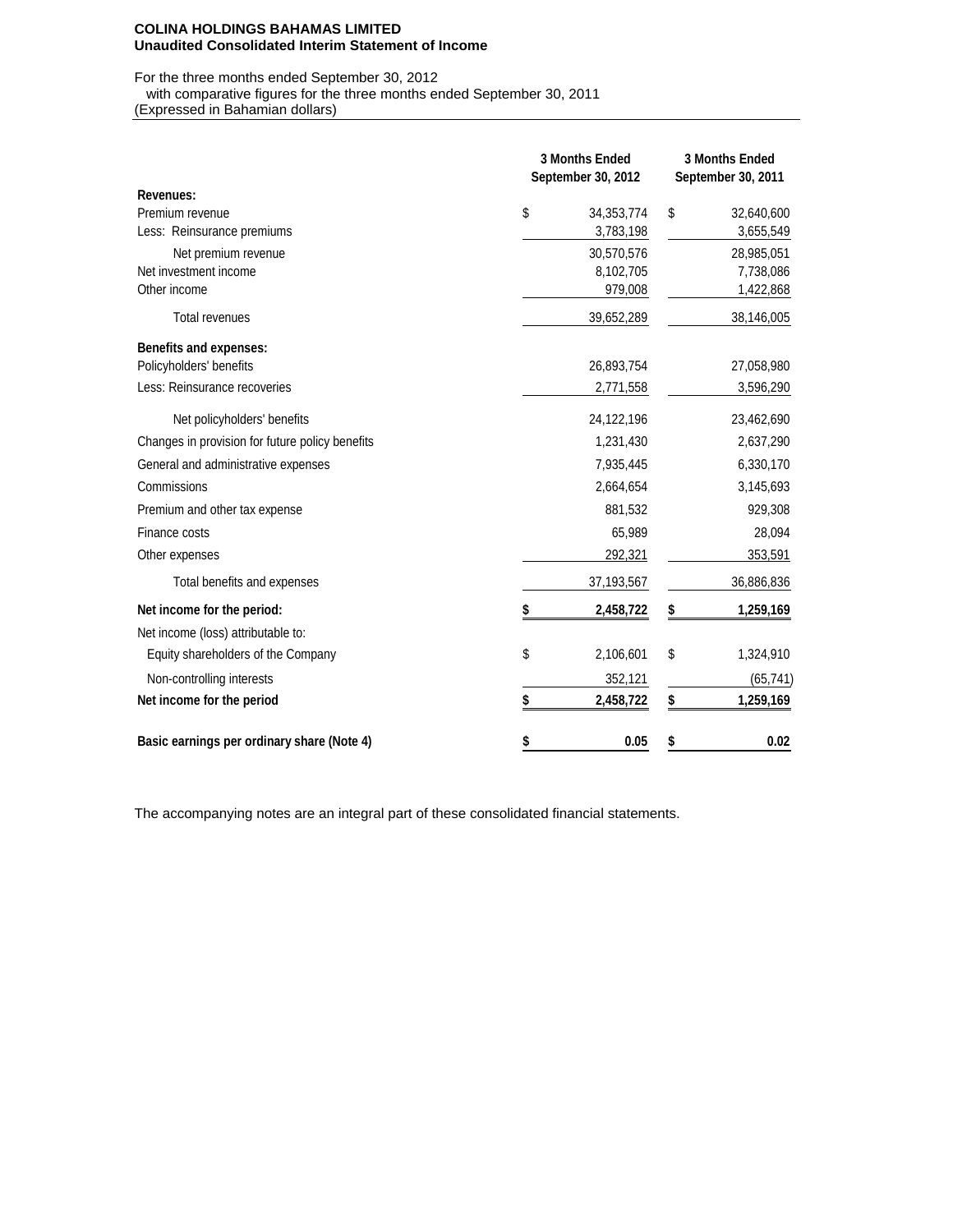**COLINA HOLDINGS BAHAMAS LIMITED**
**Unaudited Consolidated Interim Statement of Income**

For the three months ended September 30, 2012
with comparative figures for the three months ended September 30, 2011
(Expressed in Bahamian dollars)

| | 3 Months Ended September 30, 2012 | 3 Months Ended September 30, 2011 |
|---|---|---|
| **Revenues:** | | |
| Premium revenue | $ 34,353,774 | $ 32,640,600 |
| Less: Reinsurance premiums | 3,783,198 | 3,655,549 |
| Net premium revenue | 30,570,576 | 28,985,051 |
| Net investment income | 8,102,705 | 7,738,086 |
| Other income | 979,008 | 1,422,868 |
| Total revenues | 39,652,289 | 38,146,005 |
| **Benefits and expenses:** | | |
| Policyholders' benefits | 26,893,754 | 27,058,980 |
| Less: Reinsurance recoveries | 2,771,558 | 3,596,290 |
| Net policyholders' benefits | 24,122,196 | 23,462,690 |
| Changes in provision for future policy benefits | 1,231,430 | 2,637,290 |
| General and administrative expenses | 7,935,445 | 6,330,170 |
| Commissions | 2,664,654 | 3,145,693 |
| Premium and other tax expense | 881,532 | 929,308 |
| Finance costs | 65,989 | 28,094 |
| Other expenses | 292,321 | 353,591 |
| Total benefits and expenses | 37,193,567 | 36,886,836 |
| **Net income for the period:** | **$ 2,458,722** | **$ 1,259,169** |
| Net income (loss) attributable to: | | |
| Equity shareholders of the Company | $ 2,106,601 | $ 1,324,910 |
| Non-controlling interests | 352,121 | (65,741) |
| **Net income for the period** | **$ 2,458,722** | **$ 1,259,169** |
| **Basic earnings per ordinary share (Note 4)** | **$ 0.05** | **$ 0.02** |

The accompanying notes are an integral part of these consolidated financial statements.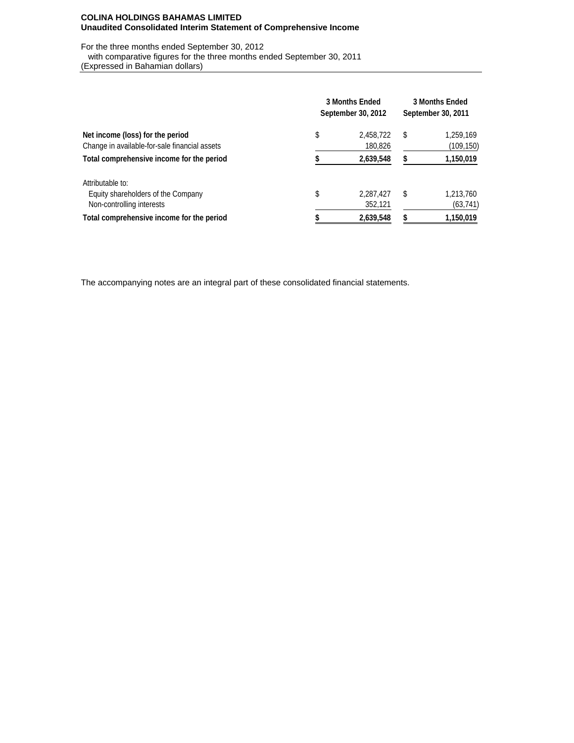**COLINA HOLDINGS BAHAMAS LIMITED**
**Unaudited Consolidated Interim Statement of Comprehensive Income**

For the three months ended September 30, 2012
with comparative figures for the three months ended September 30, 2011
(Expressed in Bahamian dollars)

| | 3 Months Ended September 30, 2012 | 3 Months Ended September 30, 2011 |
|---|---|---|
| **Net income (loss) for the period** | $ 2,458,722 | $ 1,259,169 |
| Change in available-for-sale financial assets | 180,826 | (109,150) |
| **Total comprehensive income for the period** | **$ 2,639,548** | **$ 1,150,019** |
| | | |
| Attributable to: | | |
| Equity shareholders of the Company | $ 2,287,427 | $ 1,213,760 |
| Non-controlling interests | 352,121 | (63,741) |
| **Total comprehensive income for the period** | **$ 2,639,548** | **$ 1,150,019** |

The accompanying notes are an integral part of these consolidated financial statements.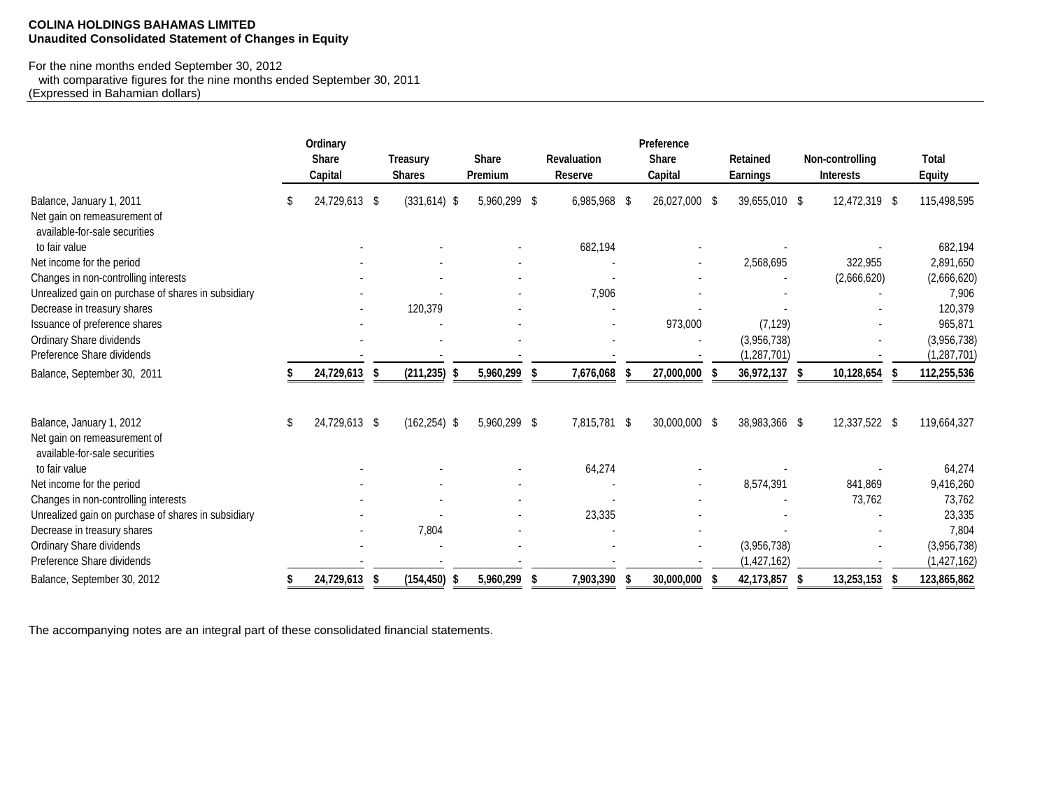**COLINA HOLDINGS BAHAMAS LIMITED**
**Unaudited Consolidated Statement of Changes in Equity**

For the nine months ended September 30, 2012
with comparative figures for the nine months ended September 30, 2011
(Expressed in Bahamian dollars)

| | Ordinary Share Capital | Treasury Shares | Share Premium | Revaluation Reserve | Preference Share Capital | Retained Earnings | Non-controlling Interests | Total Equity |
|---|---|---|---|---|---|---|---|---|
| Balance, January 1, 2011 | $ 24,729,613 | $ (331,614) | $ 5,960,299 | $ 6,985,968 | $ 26,027,000 | $ 39,655,010 | $ 12,472,319 | $ 115,498,595 |
| Net gain on remeasurement of available-for-sale securities to fair value | - | - | - | 682,194 | - | - | - | 682,194 |
| Net income for the period | - | - | - | - | - | 2,568,695 | 322,955 | 2,891,650 |
| Changes in non-controlling interests | - | - | - | - | - | - | (2,666,620) | (2,666,620) |
| Unrealized gain on purchase of shares in subsidiary | - | - | - | 7,906 | - | - | - | 7,906 |
| Decrease in treasury shares | - | 120,379 | - | - | - | - | - | 120,379 |
| Issuance of preference shares | - | - | - | - | 973,000 | (7,129) | - | 965,871 |
| Ordinary Share dividends | - | - | - | - | - | (3,956,738) | - | (3,956,738) |
| Preference Share dividends | - | - | - | - | - | (1,287,701) | - | (1,287,701) |
| **Balance, September 30, 2011** | **$ 24,729,613** | **$ (211,235)** | **$ 5,960,299** | **$ 7,676,068** | **$ 27,000,000** | **$ 36,972,137** | **$ 10,128,654** | **$ 112,255,536** |
| | | | | | | | | |
| Balance, January 1, 2012 | $ 24,729,613 | $ (162,254) | $ 5,960,299 | $ 7,815,781 | $ 30,000,000 | $ 38,983,366 | $ 12,337,522 | $ 119,664,327 |
| Net gain on remeasurement of available-for-sale securities to fair value | - | - | - | 64,274 | - | - | - | 64,274 |
| Net income for the period | - | - | - | - | - | 8,574,391 | 841,869 | 9,416,260 |
| Changes in non-controlling interests | - | - | - | - | - | - | 73,762 | 73,762 |
| Unrealized gain on purchase of shares in subsidiary | - | - | - | 23,335 | - | - | - | 23,335 |
| Decrease in treasury shares | - | 7,804 | - | - | - | - | - | 7,804 |
| Ordinary Share dividends | - | - | - | - | - | (3,956,738) | - | (3,956,738) |
| Preference Share dividends | - | - | - | - | - | (1,427,162) | - | (1,427,162) |
| **Balance, September 30, 2012** | **$ 24,729,613** | **$ (154,450)** | **$ 5,960,299** | **$ 7,903,390** | **$ 30,000,000** | **$ 42,173,857** | **$ 13,253,153** | **$ 123,865,862** |

The accompanying notes are an integral part of these consolidated financial statements.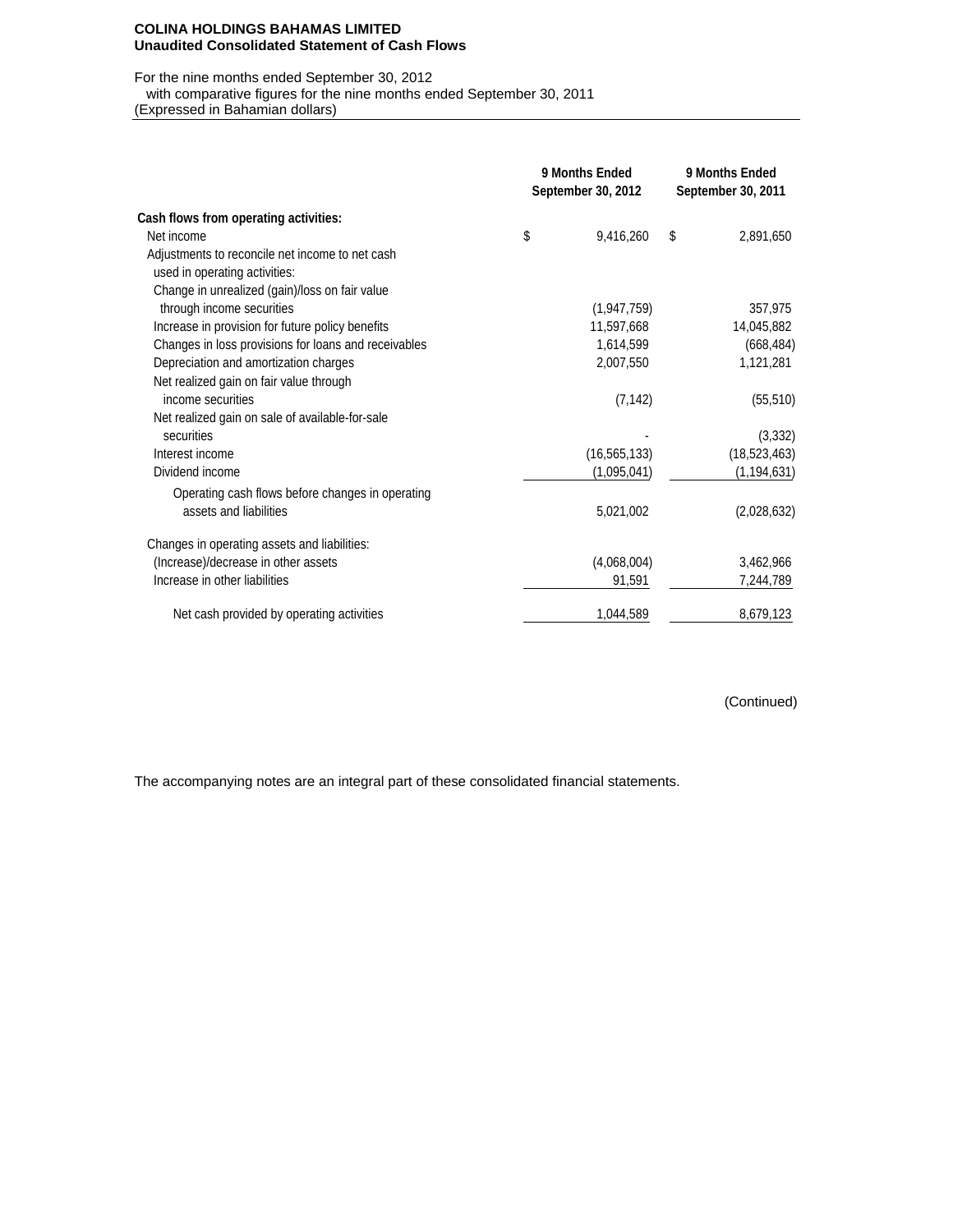**COLINA HOLDINGS BAHAMAS LIMITED**
**Unaudited Consolidated Statement of Cash Flows**

For the nine months ended September 30, 2012
with comparative figures for the nine months ended September 30, 2011
(Expressed in Bahamian dollars)

| | 9 Months Ended September 30, 2012 | 9 Months Ended September 30, 2011 |
|---|---|---|
| **Cash flows from operating activities:** | | |
| Net income | $ 9,416,260 | $ 2,891,650 |
| Adjustments to reconcile net income to net cash used in operating activities: | | |
| Change in unrealized (gain)/loss on fair value through income securities | (1,947,759) | 357,975 |
| Increase in provision for future policy benefits | 11,597,668 | 14,045,882 |
| Changes in loss provisions for loans and receivables | 1,614,599 | (668,484) |
| Depreciation and amortization charges | 2,007,550 | 1,121,281 |
| Net realized gain on fair value through income securities | (7,142) | (55,510) |
| Net realized gain on sale of available-for-sale securities | - | (3,332) |
| Interest income | (16,565,133) | (18,523,463) |
| Dividend income | (1,095,041) | (1,194,631) |
| Operating cash flows before changes in operating assets and liabilities | 5,021,002 | (2,028,632) |
| Changes in operating assets and liabilities: | | |
| (Increase)/decrease in other assets | (4,068,004) | 3,462,966 |
| Increase in other liabilities | 91,591 | 7,244,789 |
| Net cash provided by operating activities | 1,044,589 | 8,679,123 |

(Continued)

The accompanying notes are an integral part of these consolidated financial statements.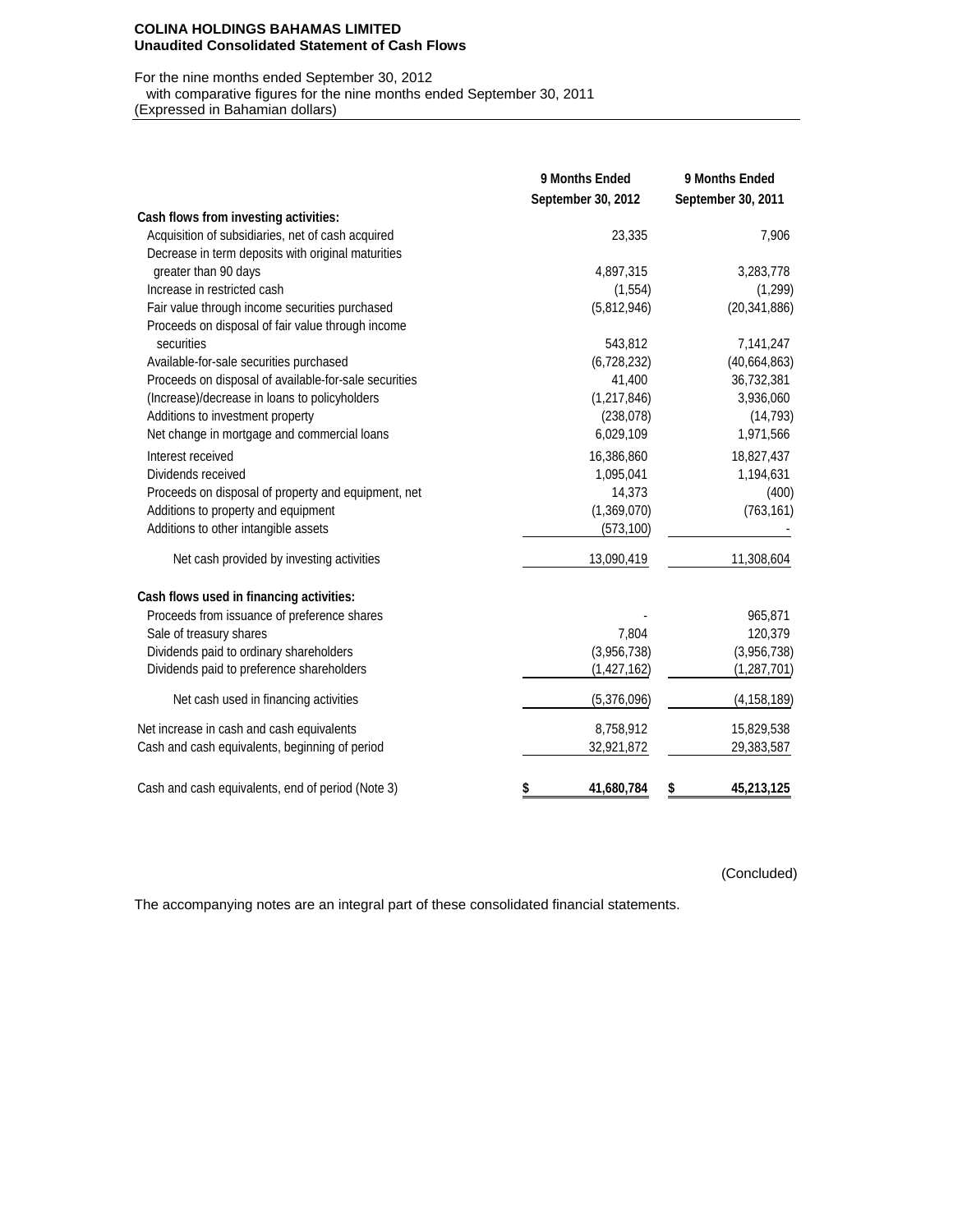**COLINA HOLDINGS BAHAMAS LIMITED**
**Unaudited Consolidated Statement of Cash Flows**

For the nine months ended September 30, 2012
with comparative figures for the nine months ended September 30, 2011
(Expressed in Bahamian dollars)

| | 9 Months Ended September 30, 2012 | 9 Months Ended September 30, 2011 |
|---|---|---|
| **Cash flows from investing activities:** | | |
| Acquisition of subsidiaries, net of cash acquired | 23,335 | 7,906 |
| Decrease in term deposits with original maturities greater than 90 days | 4,897,315 | 3,283,778 |
| Increase in restricted cash | (1,554) | (1,299) |
| Fair value through income securities purchased | (5,812,946) | (20,341,886) |
| Proceeds on disposal of fair value through income securities | 543,812 | 7,141,247 |
| Available-for-sale securities purchased | (6,728,232) | (40,664,863) |
| Proceeds on disposal of available-for-sale securities | 41,400 | 36,732,381 |
| (Increase)/decrease in loans to policyholders | (1,217,846) | 3,936,060 |
| Additions to investment property | (238,078) | (14,793) |
| Net change in mortgage and commercial loans | 6,029,109 | 1,971,566 |
| Interest received | 16,386,860 | 18,827,437 |
| Dividends received | 1,095,041 | 1,194,631 |
| Proceeds on disposal of property and equipment, net | 14,373 | (400) |
| Additions to property and equipment | (1,369,070) | (763,161) |
| Additions to other intangible assets | (573,100) | - |
| Net cash provided by investing activities | 13,090,419 | 11,308,604 |
| **Cash flows used in financing activities:** | | |
| Proceeds from issuance of preference shares | - | 965,871 |
| Sale of treasury shares | 7,804 | 120,379 |
| Dividends paid to ordinary shareholders | (3,956,738) | (3,956,738) |
| Dividends paid to preference shareholders | (1,427,162) | (1,287,701) |
| Net cash used in financing activities | (5,376,096) | (4,158,189) |
| Net increase in cash and cash equivalents | 8,758,912 | 15,829,538 |
| Cash and cash equivalents, beginning of period | 32,921,872 | 29,383,587 |
| Cash and cash equivalents, end of period (Note 3) | $ 41,680,784 | $ 45,213,125 |

(Concluded)

The accompanying notes are an integral part of these consolidated financial statements.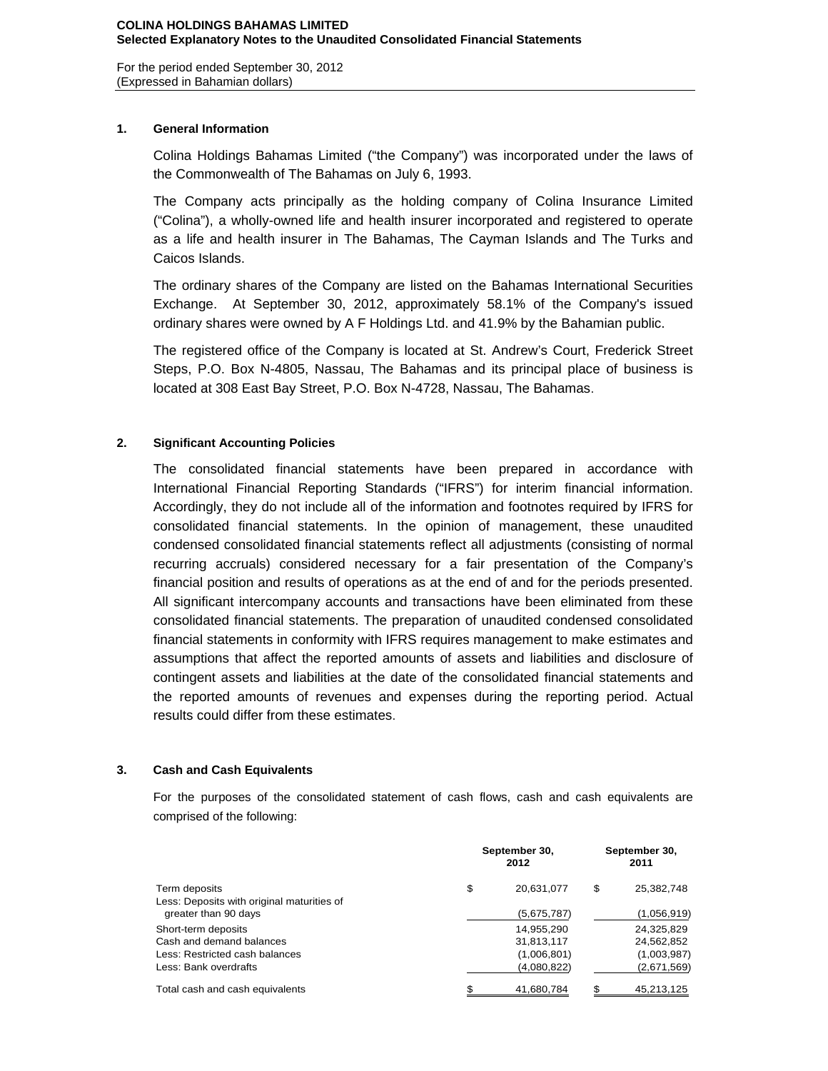**COLINA HOLDINGS BAHAMAS LIMITED**
**Selected Explanatory Notes to the Unaudited Consolidated Financial Statements**

For the period ended September 30, 2012
(Expressed in Bahamian dollars)

## 1. General Information

Colina Holdings Bahamas Limited ("the Company") was incorporated under the laws of the Commonwealth of The Bahamas on July 6, 1993.

The Company acts principally as the holding company of Colina Insurance Limited ("Colina"), a wholly-owned life and health insurer incorporated and registered to operate as a life and health insurer in The Bahamas, The Cayman Islands and The Turks and Caicos Islands.

The ordinary shares of the Company are listed on the Bahamas International Securities Exchange. At September 30, 2012, approximately 58.1% of the Company's issued ordinary shares were owned by A F Holdings Ltd. and 41.9% by the Bahamian public.

The registered office of the Company is located at St. Andrew's Court, Frederick Street Steps, P.O. Box N-4805, Nassau, The Bahamas and its principal place of business is located at 308 East Bay Street, P.O. Box N-4728, Nassau, The Bahamas.

## 2. Significant Accounting Policies

The consolidated financial statements have been prepared in accordance with International Financial Reporting Standards ("IFRS") for interim financial information. Accordingly, they do not include all of the information and footnotes required by IFRS for consolidated financial statements. In the opinion of management, these unaudited condensed consolidated financial statements reflect all adjustments (consisting of normal recurring accruals) considered necessary for a fair presentation of the Company's financial position and results of operations as at the end of and for the periods presented. All significant intercompany accounts and transactions have been eliminated from these consolidated financial statements. The preparation of unaudited condensed consolidated financial statements in conformity with IFRS requires management to make estimates and assumptions that affect the reported amounts of assets and liabilities and disclosure of contingent assets and liabilities at the date of the consolidated financial statements and the reported amounts of revenues and expenses during the reporting period. Actual results could differ from these estimates.

## 3. Cash and Cash Equivalents

For the purposes of the consolidated statement of cash flows, cash and cash equivalents are comprised of the following:

| | September 30, 2012 | September 30, 2011 |
|---|---|---|
| Term deposits | $ 20,631,077 | $ 25,382,748 |
| Less: Deposits with original maturities of greater than 90 days | (5,675,787) | (1,056,919) |
| Short-term deposits | 14,955,290 | 24,325,829 |
| Cash and demand balances | 31,813,117 | 24,562,852 |
| Less: Restricted cash balances | (1,006,801) | (1,003,987) |
| Less: Bank overdrafts | (4,080,822) | (2,671,569) |
| Total cash and cash equivalents | $ 41,680,784 | $ 45,213,125 |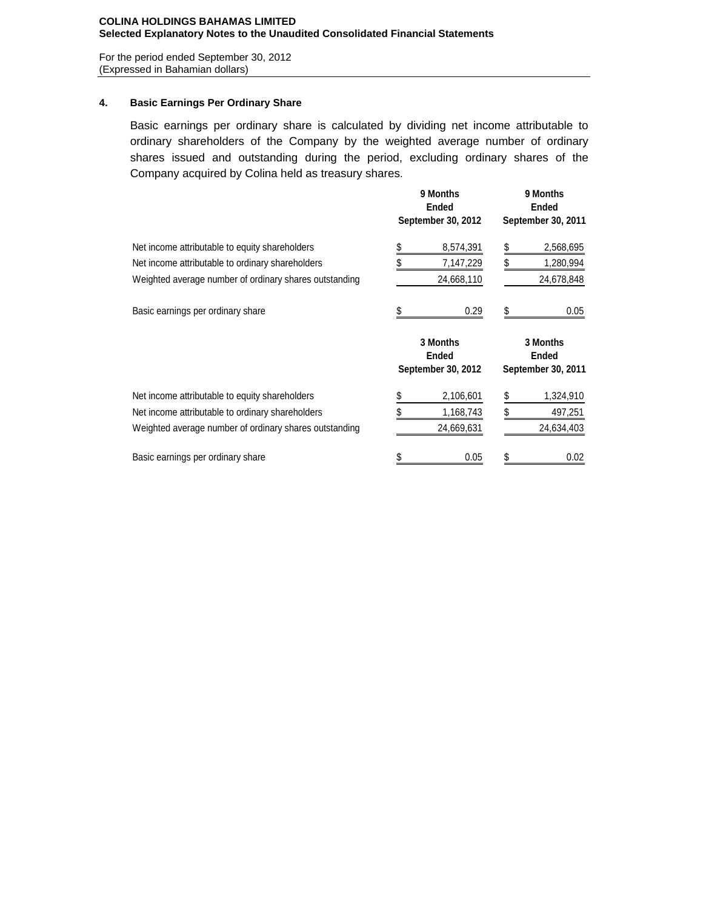**COLINA HOLDINGS BAHAMAS LIMITED**
**Selected Explanatory Notes to the Unaudited Consolidated Financial Statements**

For the period ended September 30, 2012
(Expressed in Bahamian dollars)

#### 4. Basic Earnings Per Ordinary Share

Basic earnings per ordinary share is calculated by dividing net income attributable to ordinary shareholders of the Company by the weighted average number of ordinary shares issued and outstanding during the period, excluding ordinary shares of the Company acquired by Colina held as treasury shares.

| | 9 Months Ended September 30, 2012 | 9 Months Ended September 30, 2011 |
|---|---|---|
| Net income attributable to equity shareholders | $ 8,574,391 | $ 2,568,695 |
| Net income attributable to ordinary shareholders | $ 7,147,229 | $ 1,280,994 |
| Weighted average number of ordinary shares outstanding | 24,668,110 | 24,678,848 |
| Basic earnings per ordinary share | $ 0.29 | $ 0.05 |

| | 3 Months Ended September 30, 2012 | 3 Months Ended September 30, 2011 |
|---|---|---|
| Net income attributable to equity shareholders | $ 2,106,601 | $ 1,324,910 |
| Net income attributable to ordinary shareholders | $ 1,168,743 | $ 497,251 |
| Weighted average number of ordinary shares outstanding | 24,669,631 | 24,634,403 |
| Basic earnings per ordinary share | $ 0.05 | $ 0.02 |